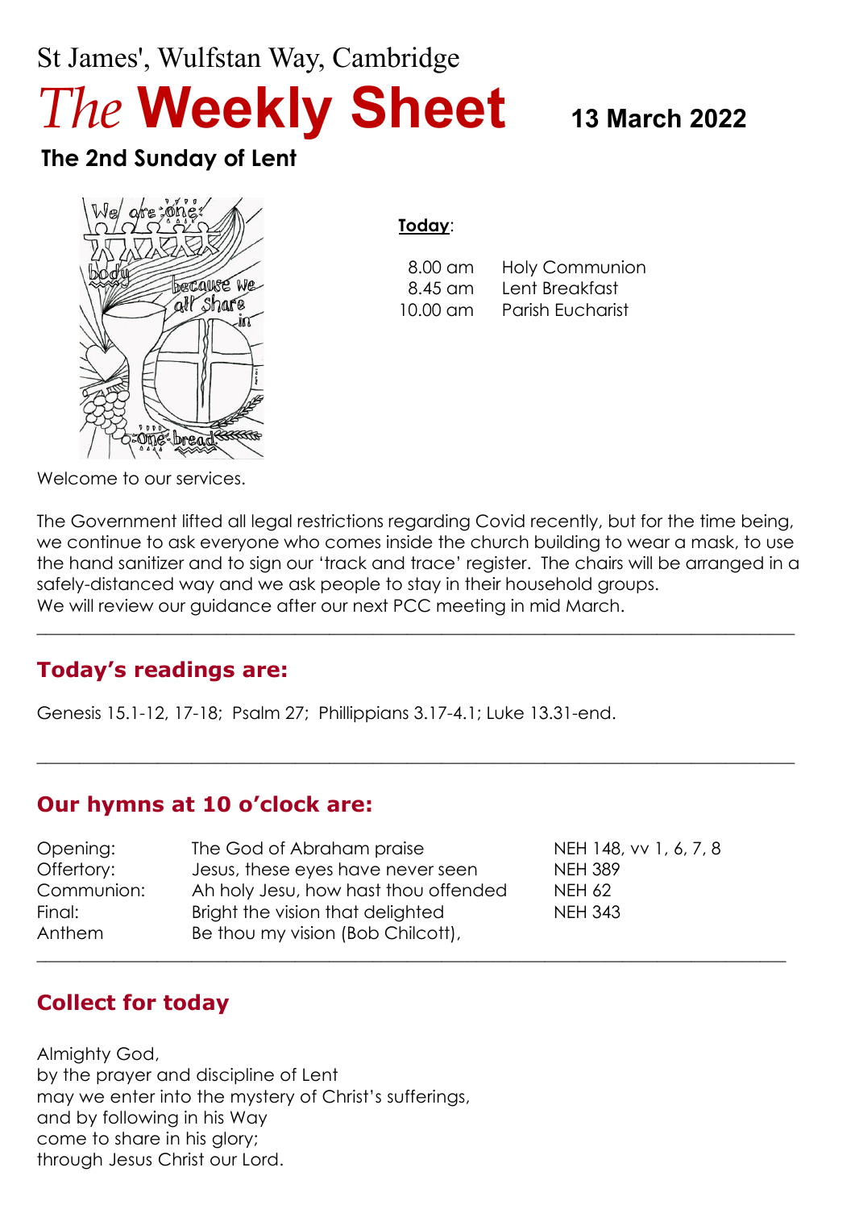St James', Wulfstan Way, Cambridge

# *The* Weekly Sheet

**13 March 2022**

## The 2nd Sunday of Lent

**Today**:

| | |
|---|---|
| 8.00 am | Holy Communion |
| 8.45 am | Lent Breakfast |
| 10.00 am | Parish Eucharist |

Welcome to our services.

The Government lifted all legal restrictions regarding Covid recently, but for the time being, we continue to ask everyone who comes inside the church building to wear a mask, to use the hand sanitizer and to sign our 'track and trace' register. The chairs will be arranged in a safely-distanced way and we ask people to stay in their household groups.
We will review our guidance after our next PCC meeting in mid March.

---

## Today's readings are:

Genesis 15.1-12, 17-18; Psalm 27; Phillippians 3.17-4.1; Luke 13.31-end.

---

## Our hymns at 10 o'clock are:

| | | |
|---|---|---|
| Opening: | The God of Abraham praise | NEH 148, vv 1, 6, 7, 8 |
| Offertory: | Jesus, these eyes have never seen | NEH 389 |
| Communion: | Ah holy Jesu, how hast thou offended | NEH 62 |
| Final: | Bright the vision that delighted | NEH 343 |
| Anthem | Be thou my vision (Bob Chilcott), | |

---

## Collect for today

Almighty God,
by the prayer and discipline of Lent
may we enter into the mystery of Christ's sufferings,
and by following in his Way
come to share in his glory;
through Jesus Christ our Lord.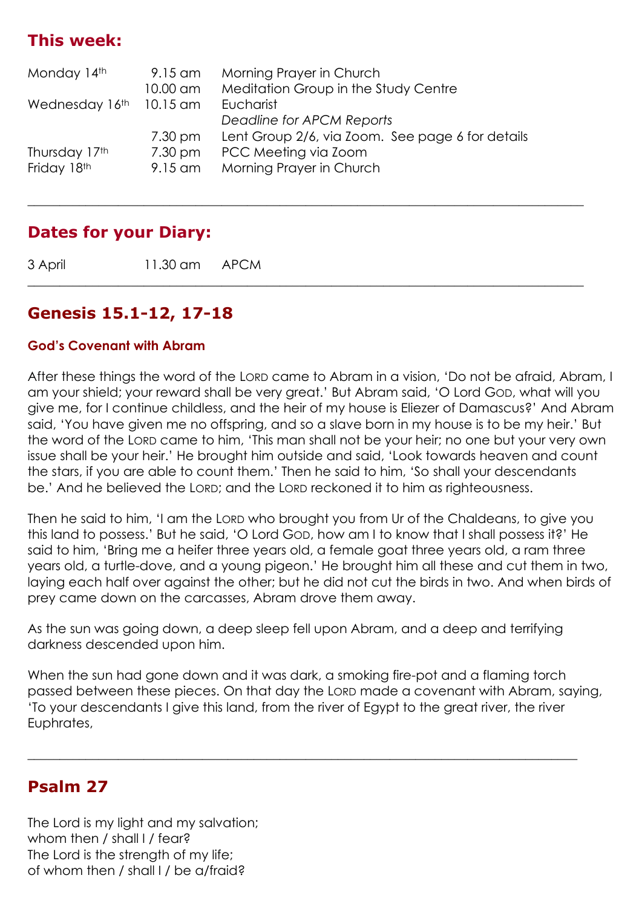## This week:

| | | |
|---|---|---|
| Monday 14th | 9.15 am | Morning Prayer in Church |
| | 10.00 am | Meditation Group in the Study Centre |
| Wednesday 16th | 10.15 am | Eucharist |
| | | *Deadline for APCM Reports* |
| | 7.30 pm | Lent Group 2/6, via Zoom. See page 6 for details |
| Thursday 17th | 7.30 pm | PCC Meeting via Zoom |
| Friday 18th | 9.15 am | Morning Prayer in Church |

---

## Dates for your Diary:

| | | |
|---|---|---|
| 3 April | 11.30 am | APCM |

---

## Genesis 15.1-12, 17-18

### God's Covenant with Abram

After these things the word of the LORD came to Abram in a vision, 'Do not be afraid, Abram, I am your shield; your reward shall be very great.' But Abram said, 'O Lord GOD, what will you give me, for I continue childless, and the heir of my house is Eliezer of Damascus?' And Abram said, 'You have given me no offspring, and so a slave born in my house is to be my heir.' But the word of the LORD came to him, 'This man shall not be your heir; no one but your very own issue shall be your heir.' He brought him outside and said, 'Look towards heaven and count the stars, if you are able to count them.' Then he said to him, 'So shall your descendants be.' And he believed the LORD; and the LORD reckoned it to him as righteousness.

Then he said to him, 'I am the LORD who brought you from Ur of the Chaldeans, to give you this land to possess.' But he said, 'O Lord GOD, how am I to know that I shall possess it?' He said to him, 'Bring me a heifer three years old, a female goat three years old, a ram three years old, a turtle-dove, and a young pigeon.' He brought him all these and cut them in two, laying each half over against the other; but he did not cut the birds in two. And when birds of prey came down on the carcasses, Abram drove them away.

As the sun was going down, a deep sleep fell upon Abram, and a deep and terrifying darkness descended upon him.

When the sun had gone down and it was dark, a smoking fire-pot and a flaming torch passed between these pieces. On that day the LORD made a covenant with Abram, saying, 'To your descendants I give this land, from the river of Egypt to the great river, the river Euphrates,

---

## Psalm 27

The Lord is my light and my salvation;
whom then / shall I / fear?
The Lord is the strength of my life;
of whom then / shall I / be a/fraid?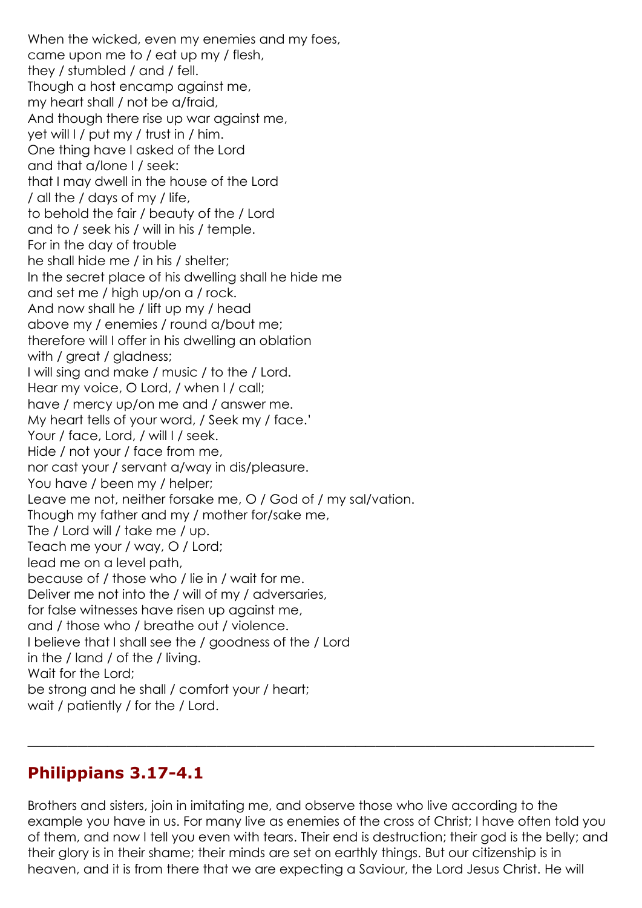When the wicked, even my enemies and my foes,
came upon me to / eat up my / flesh,
they / stumbled / and / fell.
Though a host encamp against me,
my heart shall / not be a/fraid,
And though there rise up war against me,
yet will I / put my / trust in / him.
One thing have I asked of the Lord
and that a/lone I / seek:
that I may dwell in the house of the Lord
/ all the / days of my / life,
to behold the fair / beauty of the / Lord
and to / seek his / will in his / temple.
For in the day of trouble
he shall hide me / in his / shelter;
In the secret place of his dwelling shall he hide me
and set me / high up/on a / rock.
And now shall he / lift up my / head
above my / enemies / round a/bout me;
therefore will I offer in his dwelling an oblation
with / great / gladness;
I will sing and make / music / to the / Lord.
Hear my voice, O Lord, / when I / call;
have / mercy up/on me and / answer me.
My heart tells of your word, / Seek my / face.'
Your / face, Lord, / will I / seek.
Hide / not your / face from me,
nor cast your / servant a/way in dis/pleasure.
You have / been my / helper;
Leave me not, neither forsake me, O / God of / my sal/vation.
Though my father and my / mother for/sake me,
The / Lord will / take me / up.
Teach me your / way, O / Lord;
lead me on a level path,
because of / those who / lie in / wait for me.
Deliver me not into the / will of my / adversaries,
for false witnesses have risen up against me,
and / those who / breathe out / violence.
I believe that I shall see the / goodness of the / Lord
in the / land / of the / living.
Wait for the Lord;
be strong and he shall / comfort your / heart;
wait / patiently / for the / Lord.

---

## Philippians 3.17-4.1

Brothers and sisters, join in imitating me, and observe those who live according to the example you have in us. For many live as enemies of the cross of Christ; I have often told you of them, and now I tell you even with tears. Their end is destruction; their god is the belly; and their glory is in their shame; their minds are set on earthly things. But our citizenship is in heaven, and it is from there that we are expecting a Saviour, the Lord Jesus Christ. He will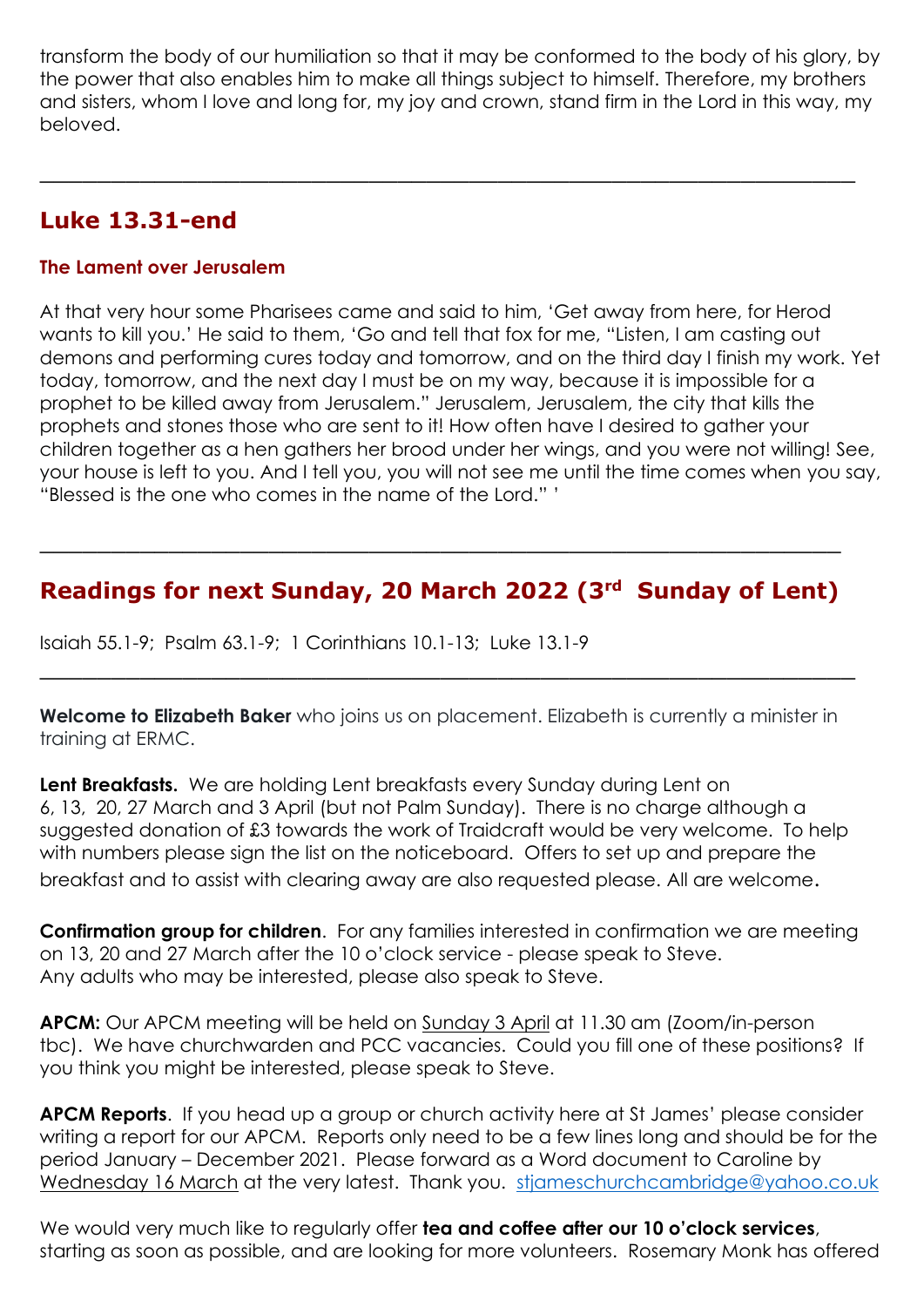transform the body of our humiliation so that it may be conformed to the body of his glory, by the power that also enables him to make all things subject to himself. Therefore, my brothers and sisters, whom I love and long for, my joy and crown, stand firm in the Lord in this way, my beloved.

---

## Luke 13.31-end

### The Lament over Jerusalem

At that very hour some Pharisees came and said to him, 'Get away from here, for Herod wants to kill you.' He said to them, 'Go and tell that fox for me, "Listen, I am casting out demons and performing cures today and tomorrow, and on the third day I finish my work. Yet today, tomorrow, and the next day I must be on my way, because it is impossible for a prophet to be killed away from Jerusalem." Jerusalem, Jerusalem, the city that kills the prophets and stones those who are sent to it! How often have I desired to gather your children together as a hen gathers her brood under her wings, and you were not willing! See, your house is left to you. And I tell you, you will not see me until the time comes when you say, "Blessed is the one who comes in the name of the Lord." '

---

## Readings for next Sunday, 20 March 2022 (3rd Sunday of Lent)

Isaiah 55.1-9; Psalm 63.1-9; 1 Corinthians 10.1-13; Luke 13.1-9

---

**Welcome to Elizabeth Baker** who joins us on placement. Elizabeth is currently a minister in training at ERMC.

**Lent Breakfasts.** We are holding Lent breakfasts every Sunday during Lent on 6, 13, 20, 27 March and 3 April (but not Palm Sunday). There is no charge although a suggested donation of £3 towards the work of Traidcraft would be very welcome. To help with numbers please sign the list on the noticeboard. Offers to set up and prepare the breakfast and to assist with clearing away are also requested please. All are welcome.

**Confirmation group for children**. For any families interested in confirmation we are meeting on 13, 20 and 27 March after the 10 o'clock service - please speak to Steve. Any adults who may be interested, please also speak to Steve.

**APCM:** Our APCM meeting will be held on Sunday 3 April at 11.30 am (Zoom/in-person tbc). We have churchwarden and PCC vacancies. Could you fill one of these positions? If you think you might be interested, please speak to Steve.

**APCM Reports**. If you head up a group or church activity here at St James' please consider writing a report for our APCM. Reports only need to be a few lines long and should be for the period January – December 2021. Please forward as a Word document to Caroline by Wednesday 16 March at the very latest. Thank you. stjameschurchcambridge@yahoo.co.uk

We would very much like to regularly offer **tea and coffee after our 10 o'clock services**, starting as soon as possible, and are looking for more volunteers. Rosemary Monk has offered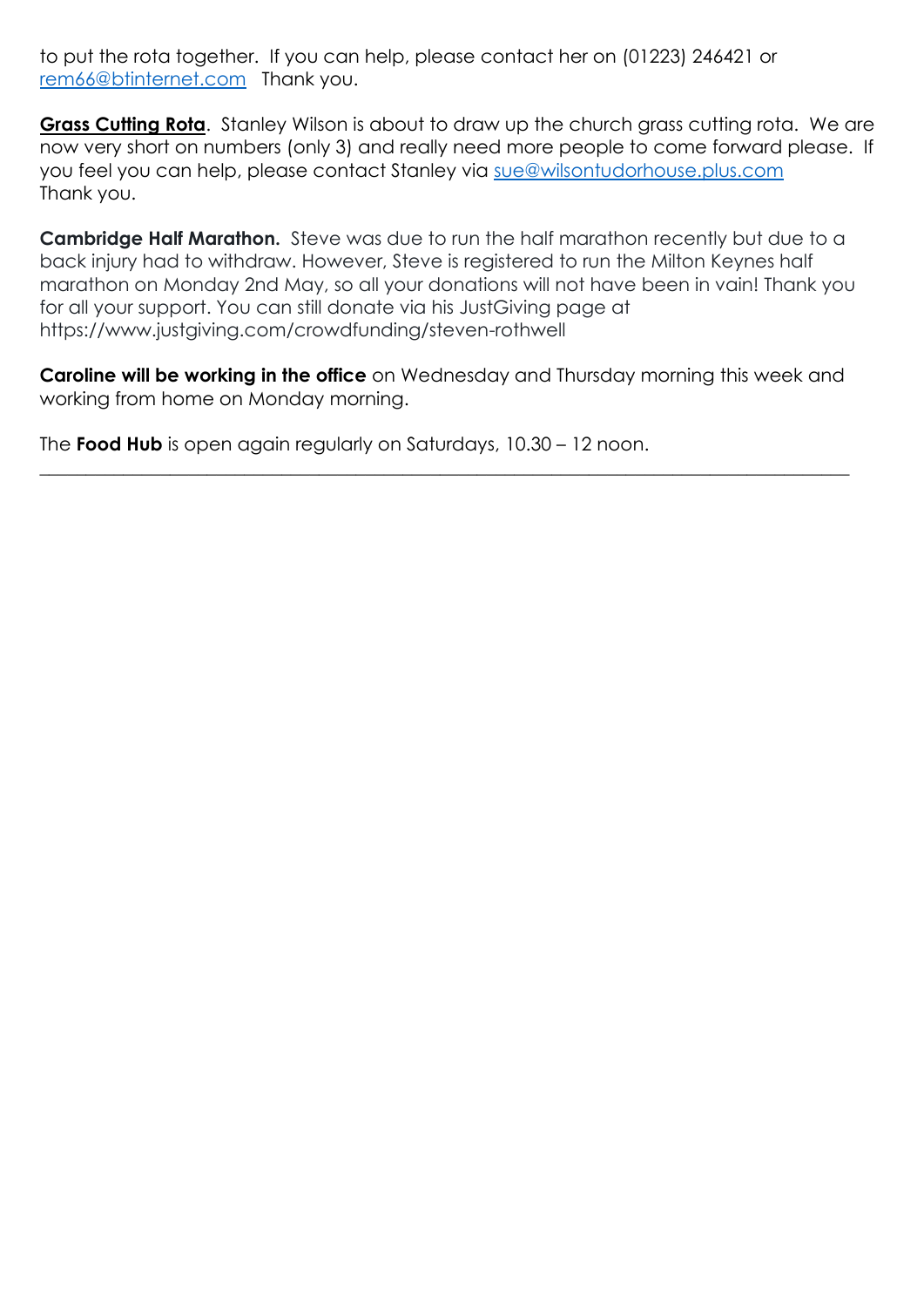to put the rota together. If you can help, please contact her on (01223) 246421 or [rem66@btinternet.com](mailto:rem66@btinternet.com) Thank you.

**Grass Cutting Rota**. Stanley Wilson is about to draw up the church grass cutting rota. We are now very short on numbers (only 3) and really need more people to come forward please. If you feel you can help, please contact Stanley via [sue@wilsontudorhouse.plus.com](mailto:sue@wilsontudorhouse.plus.com) Thank you.

**Cambridge Half Marathon.** Steve was due to run the half marathon recently but due to a back injury had to withdraw. However, Steve is registered to run the Milton Keynes half marathon on Monday 2nd May, so all your donations will not have been in vain! Thank you for all your support. You can still donate via his JustGiving page at https://www.justgiving.com/crowdfunding/steven-rothwell

**Caroline will be working in the office** on Wednesday and Thursday morning this week and working from home on Monday morning.

The **Food Hub** is open again regularly on Saturdays, 10.30 – 12 noon.

---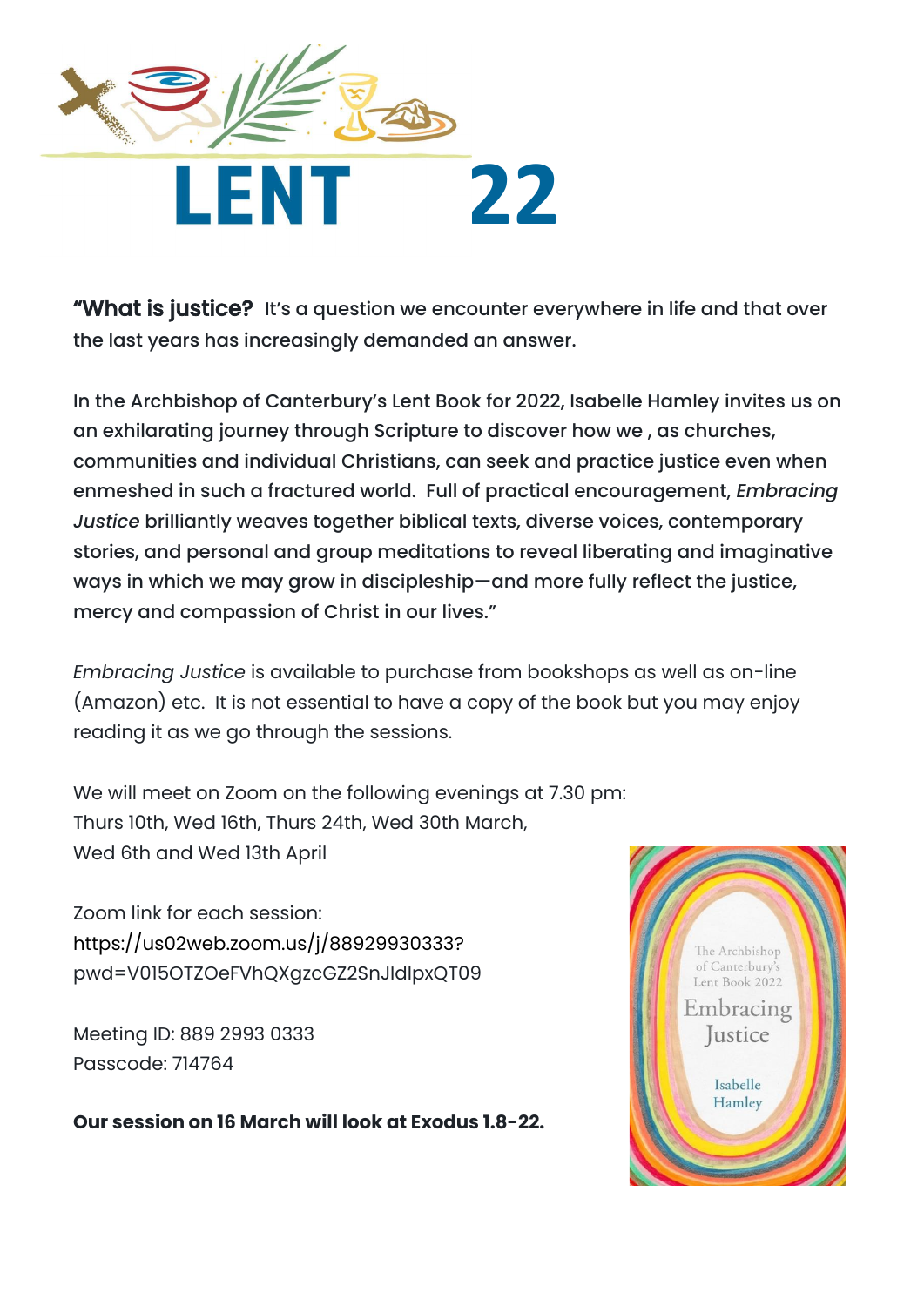# LENT 22

**"What is justice?** It's a question we encounter everywhere in life and that over the last years has increasingly demanded an answer.

In the Archbishop of Canterbury's Lent Book for 2022, Isabelle Hamley invites us on an exhilarating journey through Scripture to discover how we , as churches, communities and individual Christians, can seek and practice justice even when enmeshed in such a fractured world. Full of practical encouragement, *Embracing Justice* brilliantly weaves together biblical texts, diverse voices, contemporary stories, and personal and group meditations to reveal liberating and imaginative ways in which we may grow in discipleship—and more fully reflect the justice, mercy and compassion of Christ in our lives."

*Embracing Justice* is available to purchase from bookshops as well as on-line (Amazon) etc. It is not essential to have a copy of the book but you may enjoy reading it as we go through the sessions.

We will meet on Zoom on the following evenings at 7.30 pm:
Thurs 10th, Wed 16th, Thurs 24th, Wed 30th March,
Wed 6th and Wed 13th April

Zoom link for each session:
https://us02web.zoom.us/j/88929930333?pwd=V015OTZOeFVhQXgzcGZ2SnJIdlpxQT09

Meeting ID: 889 2993 0333
Passcode: 714764

**Our session on 16 March will look at Exodus 1.8-22.**

The Archbishop of Canterbury's Lent Book 2022
Embracing Justice
Isabelle Hamley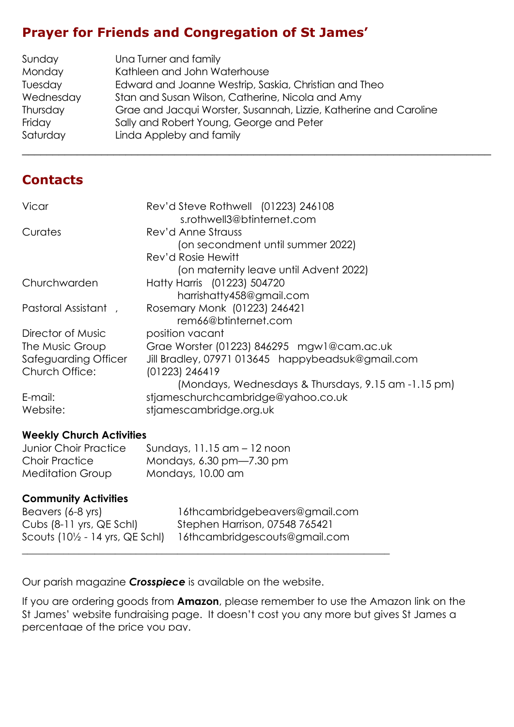## Prayer for Friends and Congregation of St James'

| | |
|---|---|
| Sunday | Una Turner and family |
| Monday | Kathleen and John Waterhouse |
| Tuesday | Edward and Joanne Westrip, Saskia, Christian and Theo |
| Wednesday | Stan and Susan Wilson, Catherine, Nicola and Amy |
| Thursday | Grae and Jacqui Worster, Susannah, Lizzie, Katherine and Caroline |
| Friday | Sally and Robert Young, George and Peter |
| Saturday | Linda Appleby and family |

---

## Contacts

| | |
|---|---|
| Vicar | Rev'd Steve Rothwell (01223) 246108 s.rothwell3@btinternet.com |
| Curates | Rev'd Anne Strauss (on secondment until summer 2022) |
| | Rev'd Rosie Hewitt (on maternity leave until Advent 2022) |
| Churchwarden | Hatty Harris (01223) 504720 harrishatty458@gmail.com |
| Pastoral Assistant , | Rosemary Monk (01223) 246421 rem66@btinternet.com |
| Director of Music | position vacant |
| The Music Group | Grae Worster (01223) 846295 mgw1@cam.ac.uk |
| Safeguarding Officer | Jill Bradley, 07971 013645 happybeadsuk@gmail.com |
| Church Office: | (01223) 246419 (Mondays, Wednesdays & Thursdays, 9.15 am -1.15 pm) |
| E-mail: | stjameschurchcambridge@yahoo.co.uk |
| Website: | stjamescambridge.org.uk |

**Weekly Church Activities**

| | |
|---|---|
| Junior Choir Practice | Sundays, 11.15 am – 12 noon |
| Choir Practice | Mondays, 6.30 pm—7.30 pm |
| Meditation Group | Mondays, 10.00 am |

**Community Activities**

| | |
|---|---|
| Beavers (6-8 yrs) | 16thcambridgebeavers@gmail.com |
| Cubs (8-11 yrs, QE Schl) | Stephen Harrison, 07548 765421 |
| Scouts (10½ - 14 yrs, QE Schl) | 16thcambridgescouts@gmail.com |

---

Our parish magazine ***Crosspiece*** is available on the website.

If you are ordering goods from **Amazon**, please remember to use the Amazon link on the St James' website fundraising page. It doesn't cost you any more but gives St James a percentage of the price you pay.